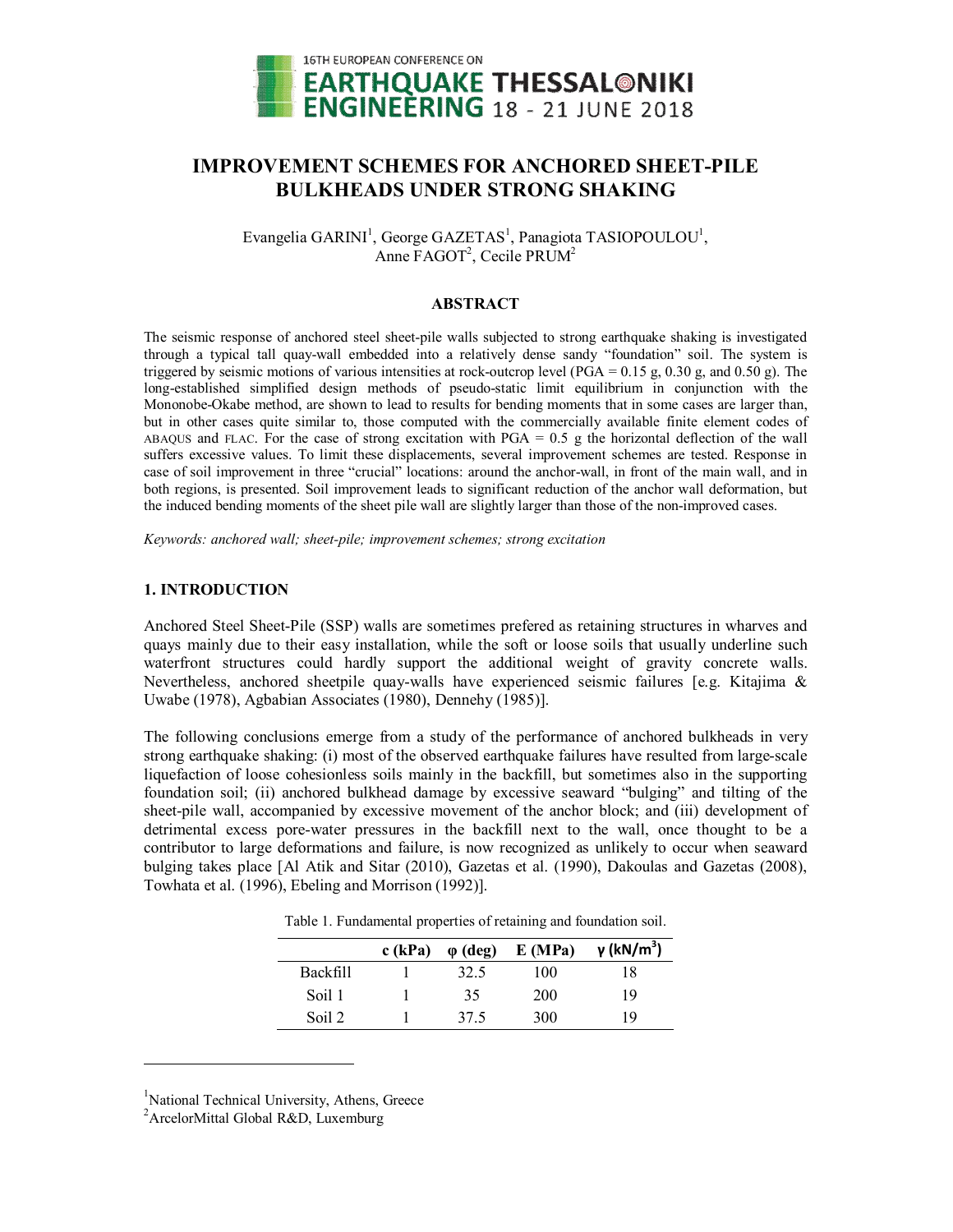# IMPROVEMENT SCHEMES FOR ANCHORED SHEET-PILE BULKHEADS UNDER STRONG SHAKING

Evangelia GARINI[1], George GAZETAS[1], Panagiota TASIOPOULOU[1], Anne FAGOT[2], Cecile PRUM[2]

## ABSTRACT

The seismic response of anchored steel sheet-pile walls subjected to strong earthquake shaking is investigated through a typical tall quay-wall embedded into a relatively dense sandy "foundation" soil. The system is triggered by seismic motions of various intensities at rock-outcrop level (PGA = 0.15 g, 0.30 g, and 0.50 g). The long-established simplified design methods of pseudo-static limit equilibrium in conjunction with the Mononobe-Okabe method, are shown to lead to results for bending moments that in some cases are larger than, but in other cases quite similar to, those computed with the commercially available finite element codes of ABAQUS and FLAC. For the case of strong excitation with PGA = 0.5 g the horizontal deflection of the wall suffers excessive values. To limit these displacements, several improvement schemes are tested. Response in case of soil improvement in three "crucial" locations: around the anchor-wall, in front of the main wall, and in both regions, is presented. Soil improvement leads to significant reduction of the anchor wall deformation, but the induced bending moments of the sheet pile wall are slightly larger than those of the non-improved cases.

*Keywords: anchored wall; sheet-pile; improvement schemes; strong excitation*

## 1. INTRODUCTION

Anchored Steel Sheet-Pile (SSP) walls are sometimes prefered as retaining structures in wharves and quays mainly due to their easy installation, while the soft or loose soils that usually underline such waterfront structures could hardly support the additional weight of gravity concrete walls. Nevertheless, anchored sheetpile quay-walls have experienced seismic failures [e.g. Kitajima & Uwabe (1978), Agbabian Associates (1980), Dennehy (1985)].

The following conclusions emerge from a study of the performance of anchored bulkheads in very strong earthquake shaking: (i) most of the observed earthquake failures have resulted from large-scale liquefaction of loose cohesionless soils mainly in the backfill, but sometimes also in the supporting foundation soil; (ii) anchored bulkhead damage by excessive seaward "bulging" and tilting of the sheet-pile wall, accompanied by excessive movement of the anchor block; and (iii) development of detrimental excess pore-water pressures in the backfill next to the wall, once thought to be a contributor to large deformations and failure, is now recognized as unlikely to occur when seaward bulging takes place [Al Atik and Sitar (2010), Gazetas et al. (1990), Dakoulas and Gazetas (2008), Towhata et al. (1996), Ebeling and Morrison (1992)].

Table 1. Fundamental properties of retaining and foundation soil.

| | c (kPa) | φ (deg) | E (MPa) | γ (kN/m$^3$) |
|---|---|---|---|---|
| Backfill | 1 | 32.5 | 100 | 18 |
| Soil 1 | 1 | 35 | 200 | 19 |
| Soil 2 | 1 | 37.5 | 300 | 19 |

[1]National Technical University, Athens, Greece
[2]ArcelorMittal Global R&D, Luxemburg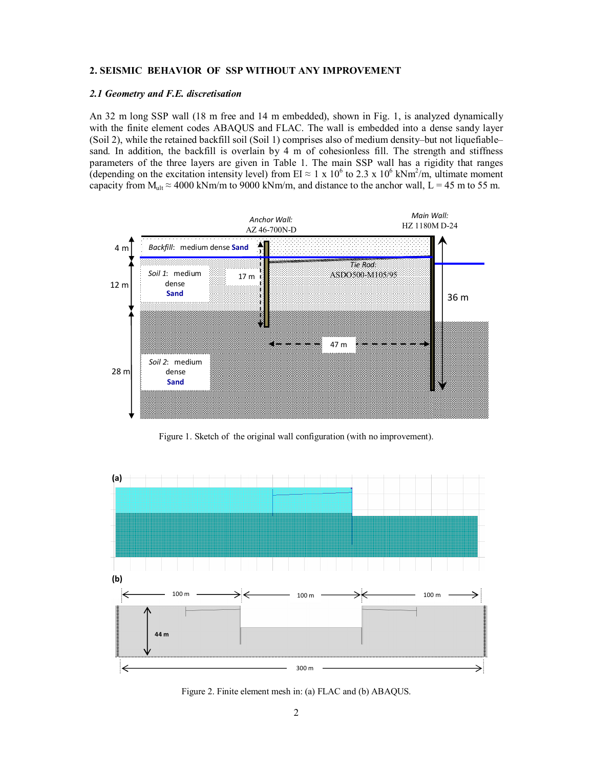## 2. SEISMIC BEHAVIOR OF SSP WITHOUT ANY IMPROVEMENT

### *2.1 Geometry and F.E. discretisation*

An 32 m long SSP wall (18 m free and 14 m embedded), shown in Fig. 1, is analyzed dynamically with the finite element codes ABAQUS and FLAC. The wall is embedded into a dense sandy layer (Soil 2), while the retained backfill soil (Soil 1) comprises also of medium density–but not liquefiable–sand. In addition, the backfill is overlain by 4 m of cohesionless fill. The strength and stiffness parameters of the three layers are given in Table 1. The main SSP wall has a rigidity that ranges (depending on the excitation intensity level) from EI ≈ 1 x $10^6$ to 2.3 x $10^6$ kNm$^2$/m, ultimate moment capacity from $M_{ult}$ ≈ 4000 kNm/m to 9000 kNm/m, and distance to the anchor wall, L = 45 m to 55 m.

Figure 1. Sketch of the original wall configuration (with no improvement).

Figure 2. Finite element mesh in: (a) FLAC and (b) ABAQUS.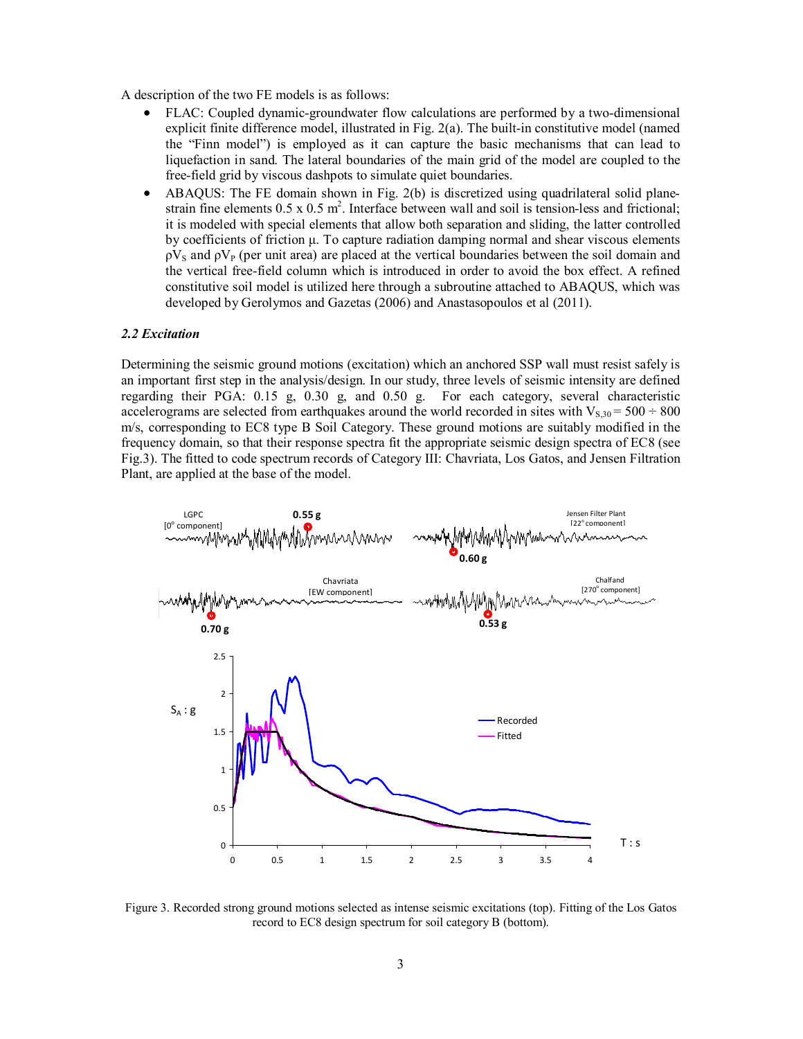A description of the two FE models is as follows:

- FLAC: Coupled dynamic-groundwater flow calculations are performed by a two-dimensional explicit finite difference model, illustrated in Fig. 2(a). The built-in constitutive model (named the "Finn model") is employed as it can capture the basic mechanisms that can lead to liquefaction in sand. The lateral boundaries of the main grid of the model are coupled to the free-field grid by viscous dashpots to simulate quiet boundaries.
- ABAQUS: The FE domain shown in Fig. 2(b) is discretized using quadrilateral solid plane-strain fine elements 0.5 x 0.5 $m^2$. Interface between wall and soil is tension-less and frictional; it is modeled with special elements that allow both separation and sliding, the latter controlled by coefficients of friction μ. To capture radiation damping normal and shear viscous elements $\rho V_S$ and $\rho V_P$ (per unit area) are placed at the vertical boundaries between the soil domain and the vertical free-field column which is introduced in order to avoid the box effect. A refined constitutive soil model is utilized here through a subroutine attached to ABAQUS, which was developed by Gerolymos and Gazetas (2006) and Anastasopoulos et al (2011).

### *2.2 Excitation*

Determining the seismic ground motions (excitation) which an anchored SSP wall must resist safely is an important first step in the analysis/design. In our study, three levels of seismic intensity are defined regarding their PGA: 0.15 g, 0.30 g, and 0.50 g. For each category, several characteristic accelerograms are selected from earthquakes around the world recorded in sites with $V_{S,30}$ = 500 ÷ 800 m/s, corresponding to EC8 type B Soil Category. These ground motions are suitably modified in the frequency domain, so that their response spectra fit the appropriate seismic design spectra of EC8 (see Fig.3). The fitted to code spectrum records of Category III: Chavriata, Los Gatos, and Jensen Filtration Plant, are applied at the base of the model.

Figure 3. Recorded strong ground motions selected as intense seismic excitations (top). Fitting of the Los Gatos record to EC8 design spectrum for soil category B (bottom).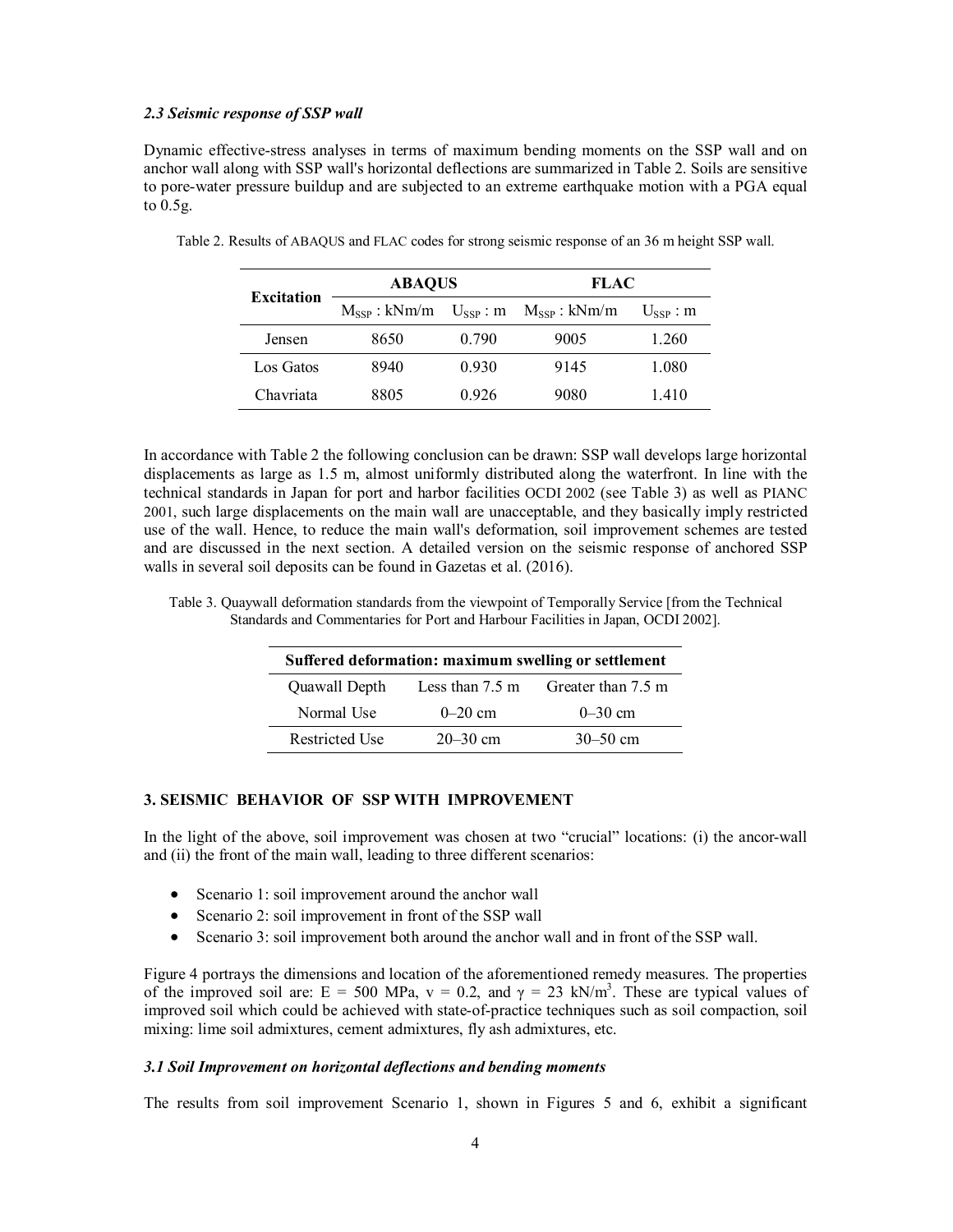### *2.3 Seismic response of SSP wall*

Dynamic effective-stress analyses in terms of maximum bending moments on the SSP wall and on anchor wall along with SSP wall's horizontal deflections are summarized in Table 2. Soils are sensitive to pore-water pressure buildup and are subjected to an extreme earthquake motion with a PGA equal to 0.5g.

Table 2. Results of ABAQUS and FLAC codes for strong seismic response of an 36 m height SSP wall.

| Excitation | ABAQUS | | FLAC | |
|---|---|---|---|---|
| | $M_{SSP}$ : kNm/m | $U_{SSP}$ : m | $M_{SSP}$ : kNm/m | $U_{SSP}$ : m |
| Jensen | 8650 | 0.790 | 9005 | 1.260 |
| Los Gatos | 8940 | 0.930 | 9145 | 1.080 |
| Chavriata | 8805 | 0.926 | 9080 | 1.410 |

In accordance with Table 2 the following conclusion can be drawn: SSP wall develops large horizontal displacements as large as 1.5 m, almost uniformly distributed along the waterfront. In line with the technical standards in Japan for port and harbor facilities OCDI 2002 (see Table 3) as well as PIANC 2001, such large displacements on the main wall are unacceptable, and they basically imply restricted use of the wall. Hence, to reduce the main wall's deformation, soil improvement schemes are tested and are discussed in the next section. A detailed version on the seismic response of anchored SSP walls in several soil deposits can be found in Gazetas et al. (2016).

Table 3. Quaywall deformation standards from the viewpoint of Temporally Service [from the Technical Standards and Commentaries for Port and Harbour Facilities in Japan, OCDI 2002].

| Suffered deformation: maximum swelling or settlement | | |
|---|---|---|
| Quawall Depth | Less than 7.5 m | Greater than 7.5 m |
| Normal Use | 0–20 cm | 0–30 cm |
| Restricted Use | 20–30 cm | 30–50 cm |

## 3. SEISMIC BEHAVIOR OF SSP WITH IMPROVEMENT

In the light of the above, soil improvement was chosen at two "crucial" locations: (i) the ancor-wall and (ii) the front of the main wall, leading to three different scenarios:

- Scenario 1: soil improvement around the anchor wall
- Scenario 2: soil improvement in front of the SSP wall
- Scenario 3: soil improvement both around the anchor wall and in front of the SSP wall.

Figure 4 portrays the dimensions and location of the aforementioned remedy measures. The properties of the improved soil are: E = 500 MPa, $v$ = 0.2, and $\gamma$ = 23 kN/m$^3$. These are typical values of improved soil which could be achieved with state-of-practice techniques such as soil compaction, soil mixing: lime soil admixtures, cement admixtures, fly ash admixtures, etc.

### *3.1 Soil Improvement on horizontal deflections and bending moments*

The results from soil improvement Scenario 1, shown in Figures 5 and 6, exhibit a significant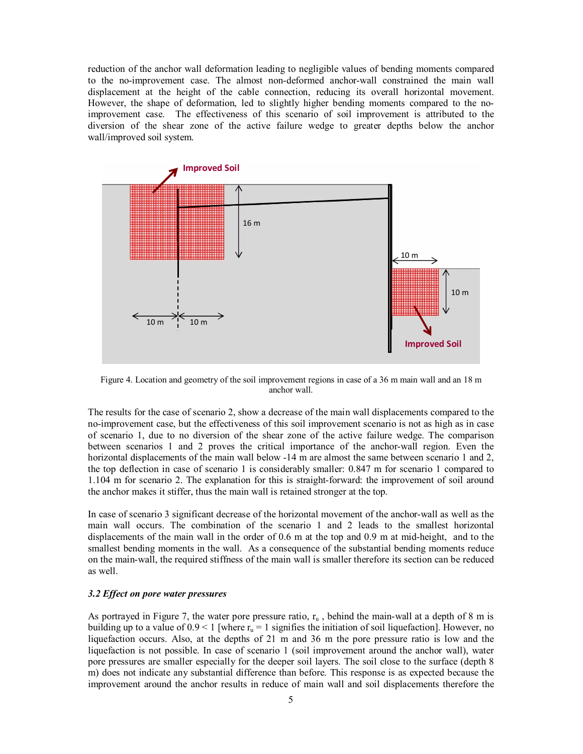reduction of the anchor wall deformation leading to negligible values of bending moments compared to the no-improvement case. The almost non-deformed anchor-wall constrained the main wall displacement at the height of the cable connection, reducing its overall horizontal movement. However, the shape of deformation, led to slightly higher bending moments compared to the no-improvement case. The effectiveness of this scenario of soil improvement is attributed to the diversion of the shear zone of the active failure wedge to greater depths below the anchor wall/improved soil system.

Figure 4. Location and geometry of the soil improvement regions in case of a 36 m main wall and an 18 m anchor wall.

The results for the case of scenario 2, show a decrease of the main wall displacements compared to the no-improvement case, but the effectiveness of this soil improvement scenario is not as high as in case of scenario 1, due to no diversion of the shear zone of the active failure wedge. The comparison between scenarios 1 and 2 proves the critical importance of the anchor-wall region. Even the horizontal displacements of the main wall below -14 m are almost the same between scenario 1 and 2, the top deflection in case of scenario 1 is considerably smaller: 0.847 m for scenario 1 compared to 1.104 m for scenario 2. The explanation for this is straight-forward: the improvement of soil around the anchor makes it stiffer, thus the main wall is retained stronger at the top.

In case of scenario 3 significant decrease of the horizontal movement of the anchor-wall as well as the main wall occurs. The combination of the scenario 1 and 2 leads to the smallest horizontal displacements of the main wall in the order of 0.6 m at the top and 0.9 m at mid-height, and to the smallest bending moments in the wall. As a consequence of the substantial bending moments reduce on the main-wall, the required stiffness of the main wall is smaller therefore its section can be reduced as well.

### *3.2 Effect on pore water pressures*

As portrayed in Figure 7, the water pore pressure ratio, $r_u$ , behind the main-wall at a depth of 8 m is building up to a value of $0.9 < 1$ [where $r_u = 1$ signifies the initiation of soil liquefaction]. However, no liquefaction occurs. Also, at the depths of 21 m and 36 m the pore pressure ratio is low and the liquefaction is not possible. In case of scenario 1 (soil improvement around the anchor wall), water pore pressures are smaller especially for the deeper soil layers. The soil close to the surface (depth 8 m) does not indicate any substantial difference than before. This response is as expected because the improvement around the anchor results in reduce of main wall and soil displacements therefore the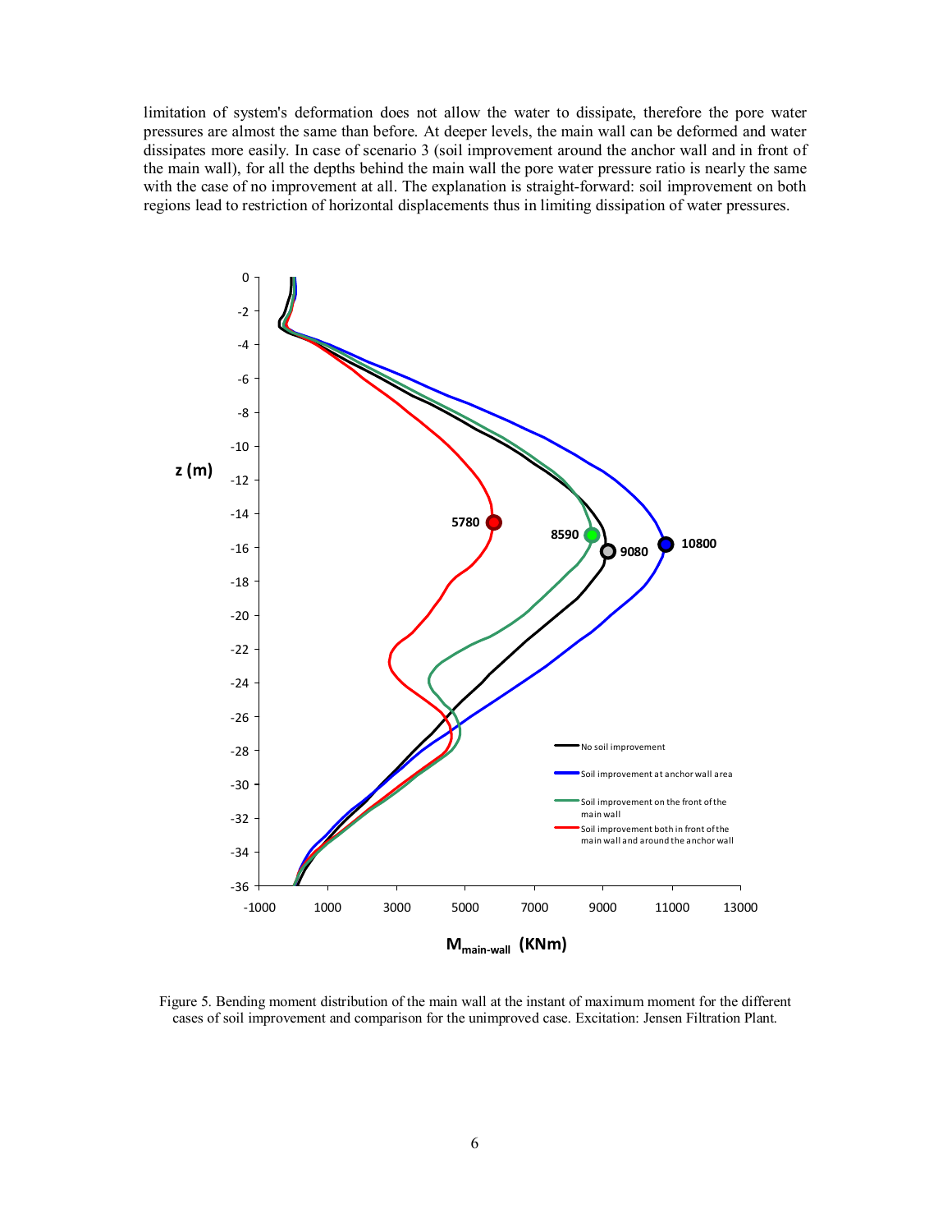limitation of system's deformation does not allow the water to dissipate, therefore the pore water pressures are almost the same than before. At deeper levels, the main wall can be deformed and water dissipates more easily. In case of scenario 3 (soil improvement around the anchor wall and in front of the main wall), for all the depths behind the main wall the pore water pressure ratio is nearly the same with the case of no improvement at all. The explanation is straight-forward: soil improvement on both regions lead to restriction of horizontal displacements thus in limiting dissipation of water pressures.

Figure 5. Bending moment distribution of the main wall at the instant of maximum moment for the different cases of soil improvement and comparison for the unimproved case. Excitation: Jensen Filtration Plant.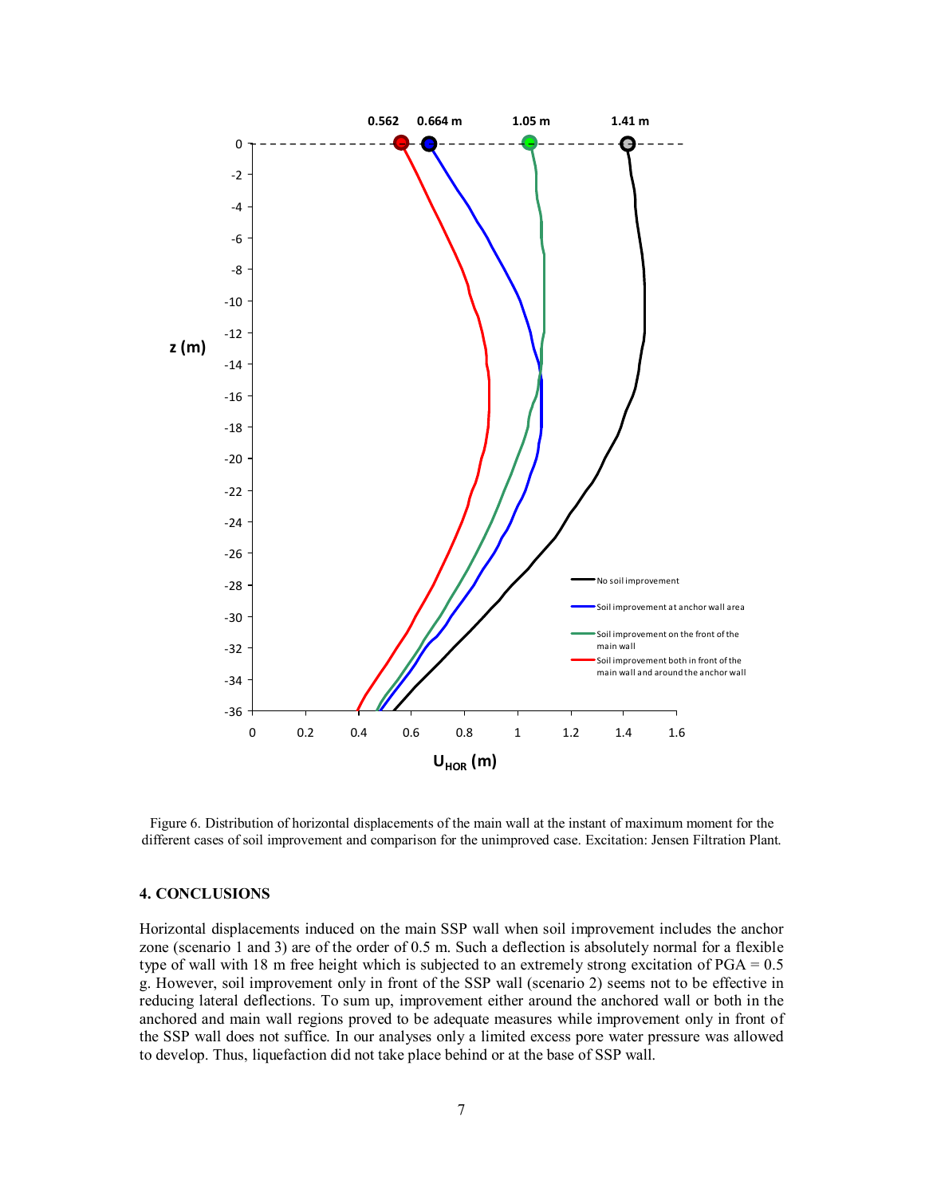Figure 6. Distribution of horizontal displacements of the main wall at the instant of maximum moment for the different cases of soil improvement and comparison for the unimproved case. Excitation: Jensen Filtration Plant.

## 4. CONCLUSIONS

Horizontal displacements induced on the main SSP wall when soil improvement includes the anchor zone (scenario 1 and 3) are of the order of 0.5 m. Such a deflection is absolutely normal for a flexible type of wall with 18 m free height which is subjected to an extremely strong excitation of PGA = 0.5 g. However, soil improvement only in front of the SSP wall (scenario 2) seems not to be effective in reducing lateral deflections. To sum up, improvement either around the anchored wall or both in the anchored and main wall regions proved to be adequate measures while improvement only in front of the SSP wall does not suffice. In our analyses only a limited excess pore water pressure was allowed to develop. Thus, liquefaction did not take place behind or at the base of SSP wall.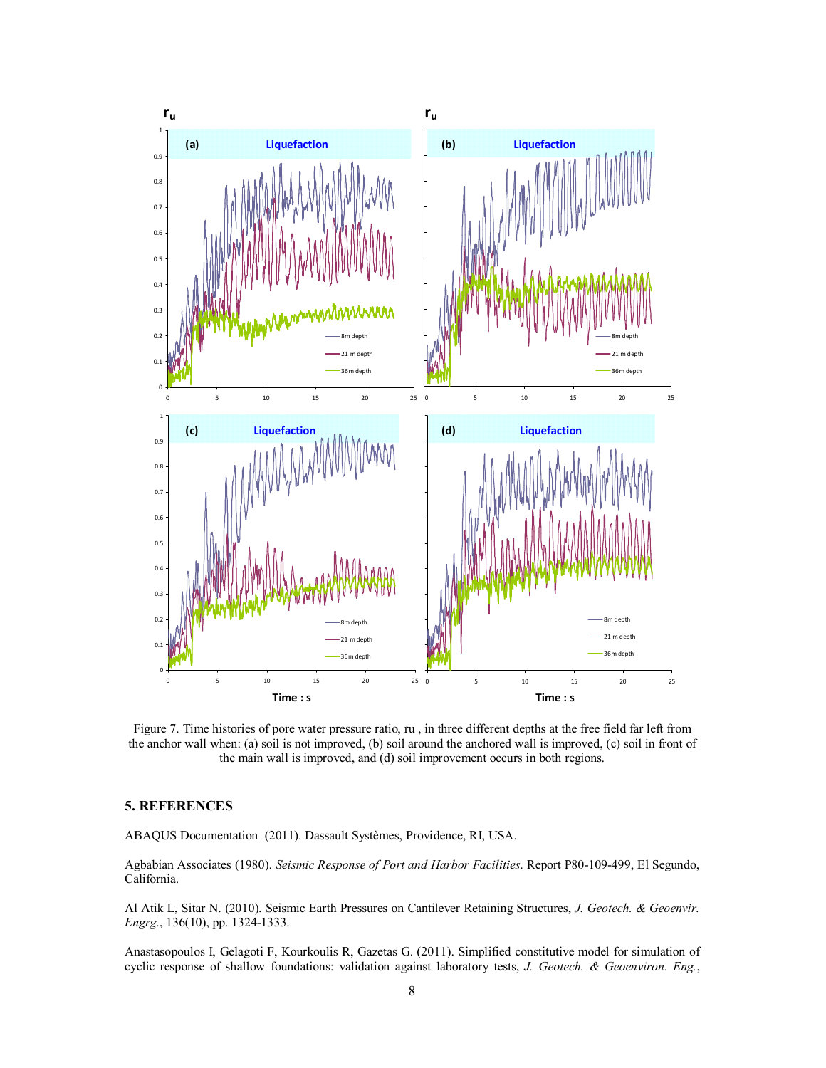Figure 7. Time histories of pore water pressure ratio, ru , in three different depths at the free field far left from the anchor wall when: (a) soil is not improved, (b) soil around the anchored wall is improved, (c) soil in front of the main wall is improved, and (d) soil improvement occurs in both regions.

## 5. REFERENCES

ABAQUS Documentation (2011). Dassault Systèmes, Providence, RI, USA.

Agbabian Associates (1980). *Seismic Response of Port and Harbor Facilities*. Report P80-109-499, El Segundo, California.

Al Atik L, Sitar N. (2010). Seismic Earth Pressures on Cantilever Retaining Structures, *J. Geotech. & Geoenvir. Engrg.*, 136(10), pp. 1324-1333.

Anastasopoulos I, Gelagoti F, Kourkoulis R, Gazetas G. (2011). Simplified constitutive model for simulation of cyclic response of shallow foundations: validation against laboratory tests, *J. Geotech. & Geoenviron. Eng.*,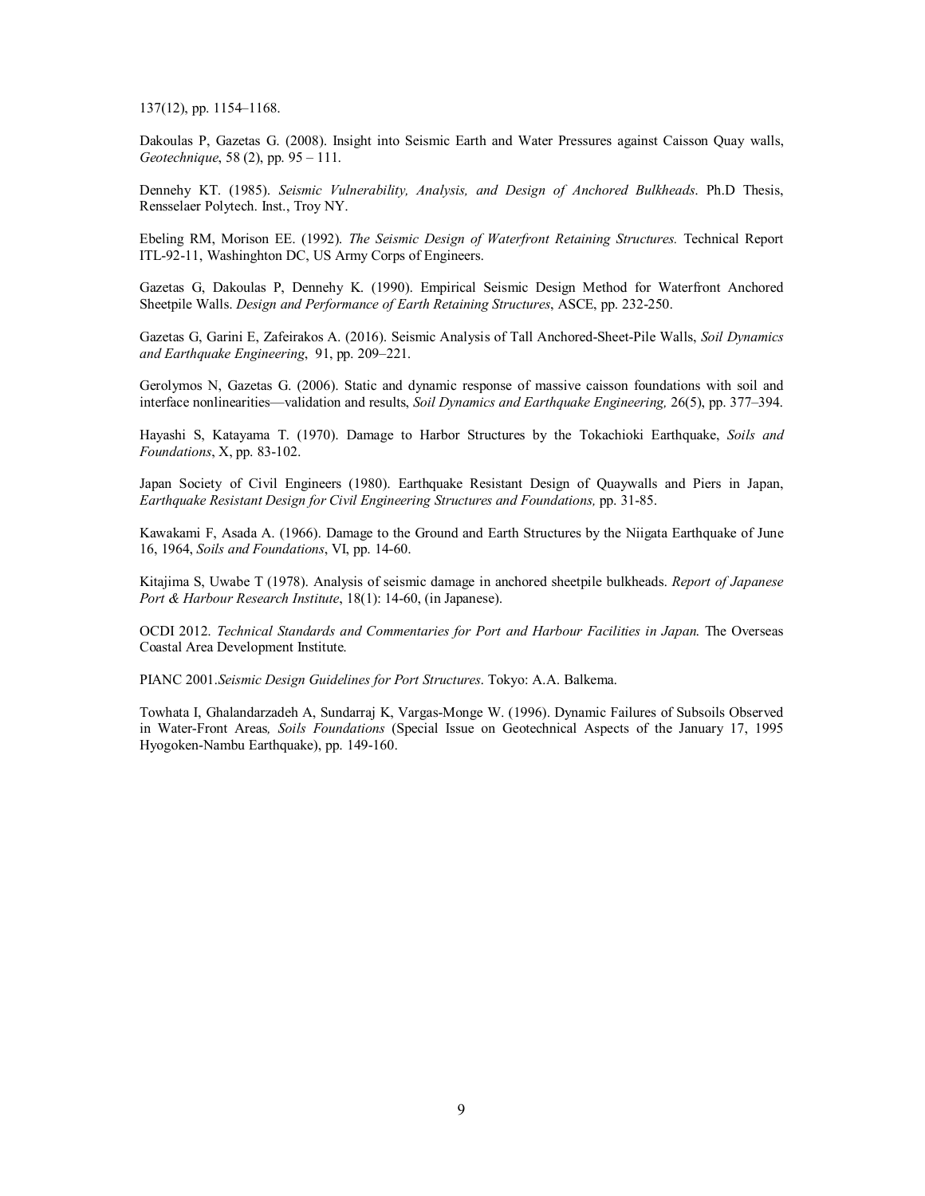137(12), pp. 1154–1168.

Dakoulas P, Gazetas G. (2008). Insight into Seismic Earth and Water Pressures against Caisson Quay walls, *Geotechnique*, 58 (2), pp. 95 – 111.

Dennehy KT. (1985). *Seismic Vulnerability, Analysis, and Design of Anchored Bulkheads*. Ph.D Thesis, Rensselaer Polytech. Inst., Troy NY.

Ebeling RM, Morison EE. (1992). *The Seismic Design of Waterfront Retaining Structures.* Technical Report ITL-92-11, Washinghton DC, US Army Corps of Engineers.

Gazetas G, Dakoulas P, Dennehy K. (1990). Empirical Seismic Design Method for Waterfront Anchored Sheetpile Walls. *Design and Performance of Earth Retaining Structures*, ASCE, pp. 232-250.

Gazetas G, Garini E, Zafeirakos A. (2016). Seismic Analysis of Tall Anchored-Sheet-Pile Walls, *Soil Dynamics and Earthquake Engineering*, 91, pp. 209–221.

Gerolymos N, Gazetas G. (2006). Static and dynamic response of massive caisson foundations with soil and interface nonlinearities—validation and results, *Soil Dynamics and Earthquake Engineering,* 26(5), pp. 377–394.

Hayashi S, Katayama T. (1970). Damage to Harbor Structures by the Tokachioki Earthquake, *Soils and Foundations*, X, pp. 83-102.

Japan Society of Civil Engineers (1980). Earthquake Resistant Design of Quaywalls and Piers in Japan, *Earthquake Resistant Design for Civil Engineering Structures and Foundations,* pp. 31-85.

Kawakami F, Asada A. (1966). Damage to the Ground and Earth Structures by the Niigata Earthquake of June 16, 1964, *Soils and Foundations*, VI, pp. 14-60.

Kitajima S, Uwabe T (1978). Analysis of seismic damage in anchored sheetpile bulkheads. *Report of Japanese Port & Harbour Research Institute*, 18(1): 14-60, (in Japanese).

OCDI 2012. *Technical Standards and Commentaries for Port and Harbour Facilities in Japan.* The Overseas Coastal Area Development Institute.

PIANC 2001.*Seismic Design Guidelines for Port Structures*. Tokyo: A.A. Balkema.

Towhata I, Ghalandarzadeh A, Sundarraj K, Vargas-Monge W. (1996). Dynamic Failures of Subsoils Observed in Water-Front Areas*, Soils Foundations* (Special Issue on Geotechnical Aspects of the January 17, 1995 Hyogoken-Nambu Earthquake), pp. 149-160.